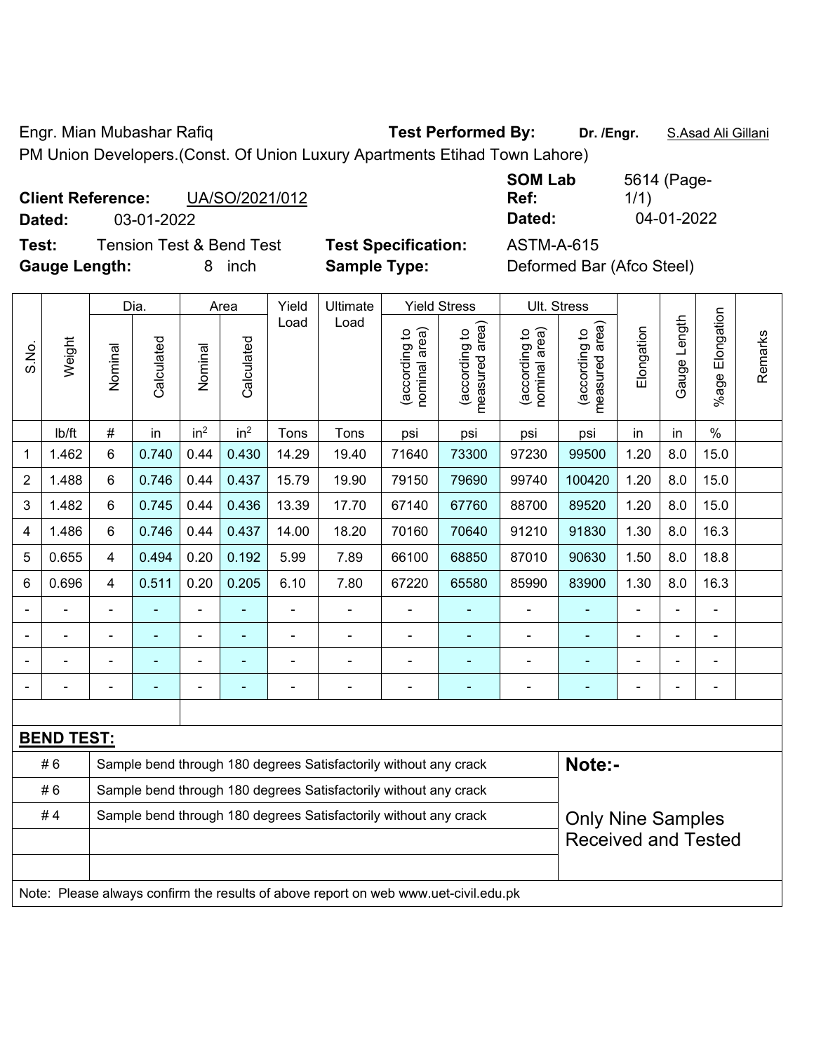Engr. Mian Mubashar Rafiq **Test Performed By:** **Dr. /Engr.** S.Asad Ali Gillani

PM Union Developers.(Const. Of Union Luxury Apartments Etihad Town Lahore)

**Client Reference:** UA/SO/2021/012 **SOM Lab Ref:** 5614 (Page-1/1)

**Dated:** 03-01-2022 **Dated:** 04-01-2022

**Test:** Tension Test & Bend Test **Test Specification:** ASTM-A-615

**Gauge Length:** 8 inch **Sample Type:** Deformed Bar (Afco Steel)

| S.No. | Weight | Dia. | | Area | | Yield Load | Ultimate Load | Yield Stress | | Ult. Stress | | Elongation | Gauge Length | %age Elongation | Remarks |
|---|---|---|---|---|---|---|---|---|---|---|---|---|---|---|---|
| | | Nominal | Calculated | Nominal | Calculated | | | (according to nominal area) | (according to measured area) | (according to nominal area) | (according to measured area) | | | | |
| | lb/ft | # | in | in$^2$ | in$^2$ | Tons | Tons | psi | psi | psi | psi | in | in | % | |
| 1 | 1.462 | 6 | 0.740 | 0.44 | 0.430 | 14.29 | 19.40 | 71640 | 73300 | 97230 | 99500 | 1.20 | 8.0 | 15.0 | |
| 2 | 1.488 | 6 | 0.746 | 0.44 | 0.437 | 15.79 | 19.90 | 79150 | 79690 | 99740 | 100420 | 1.20 | 8.0 | 15.0 | |
| 3 | 1.482 | 6 | 0.745 | 0.44 | 0.436 | 13.39 | 17.70 | 67140 | 67760 | 88700 | 89520 | 1.20 | 8.0 | 15.0 | |
| 4 | 1.486 | 6 | 0.746 | 0.44 | 0.437 | 14.00 | 18.20 | 70160 | 70640 | 91210 | 91830 | 1.30 | 8.0 | 16.3 | |
| 5 | 0.655 | 4 | 0.494 | 0.20 | 0.192 | 5.99 | 7.89 | 66100 | 68850 | 87010 | 90630 | 1.50 | 8.0 | 18.8 | |
| 6 | 0.696 | 4 | 0.511 | 0.20 | 0.205 | 6.10 | 7.80 | 67220 | 65580 | 85990 | 83900 | 1.30 | 8.0 | 16.3 | |
| - | - | - | - | - | - | - | - | - | - | - | - | - | - | - | |
| - | - | - | - | - | - | - | - | - | - | - | - | - | - | - | |
| - | - | - | - | - | - | - | - | - | - | - | - | - | - | - | |
| - | - | - | - | - | - | - | - | - | - | - | - | - | - | - | |

**BEND TEST:**

| | | |
|---|---|---|
| # 6 | Sample bend through 180 degrees Satisfactorily without any crack | **Note:-** |
| # 6 | Sample bend through 180 degrees Satisfactorily without any crack | |
| # 4 | Sample bend through 180 degrees Satisfactorily without any crack | Only Nine Samples Received and Tested |

Note: Please always confirm the results of above report on web www.uet-civil.edu.pk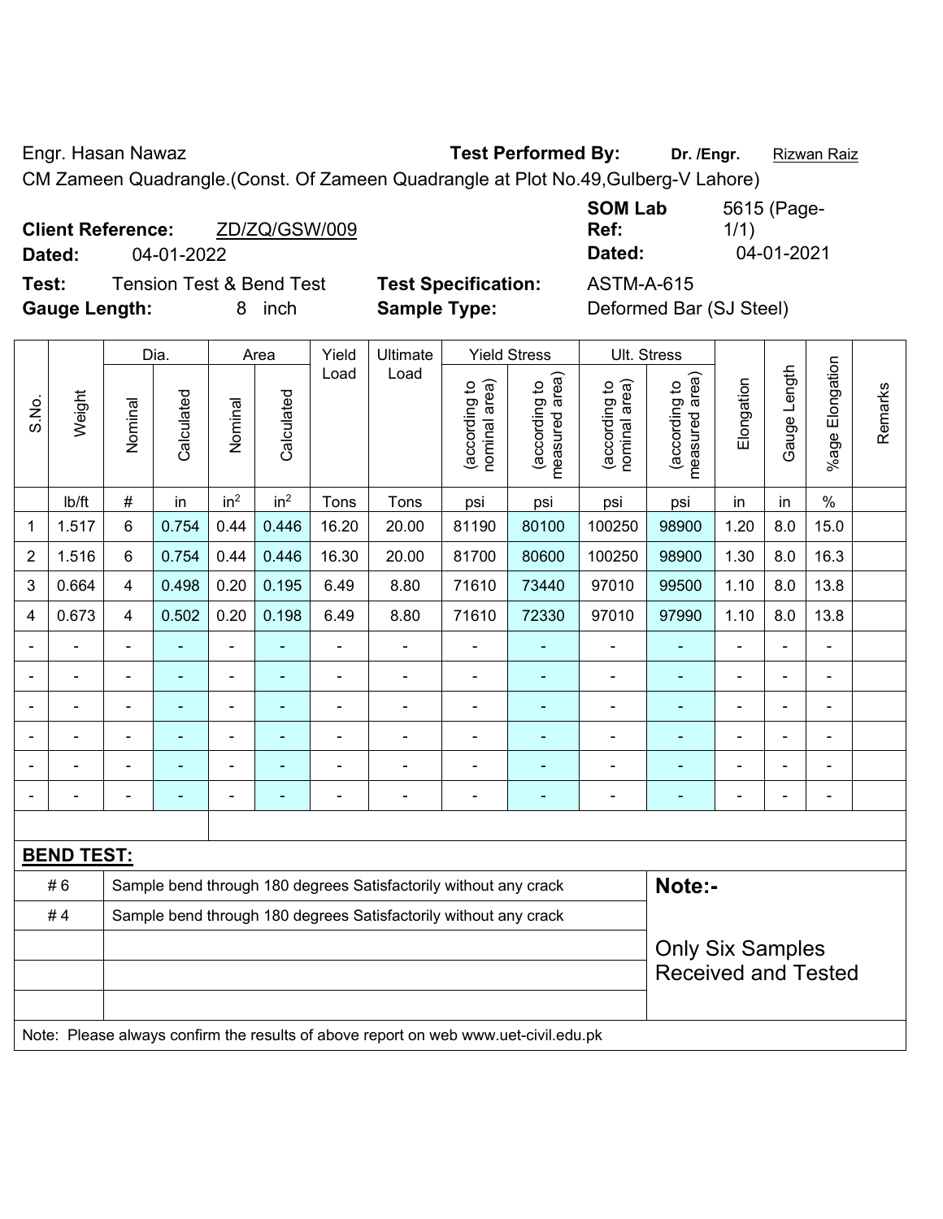Engr. Hasan Nawaz **Test Performed By:** **Dr. /Engr.** Rizwan Raiz

CM Zameen Quadrangle.(Const. Of Zameen Quadrangle at Plot No.49,Gulberg-V Lahore)

**Client Reference:** ZD/ZQ/GSW/009 **SOM Lab Ref:** 5615 (Page-1/1)

**Dated:** 04-01-2022 **Dated:** 04-01-2021

**Test:** Tension Test & Bend Test **Test Specification:** ASTM-A-615

**Gauge Length:** 8 inch **Sample Type:** Deformed Bar (SJ Steel)

| S.No. | Weight | Dia. | | Area | | Yield Load | Ultimate Load | Yield Stress | | Ult. Stress | | Elongation | Gauge Length | %age Elongation | Remarks |
|---|---|---|---|---|---|---|---|---|---|---|---|---|---|---|---|
| | | Nominal | Calculated | Nominal | Calculated | | | (according to nominal area) | (according to measured area) | (according to nominal area) | (according to measured area) | | | | |
| | lb/ft | # | in | in$^2$ | in$^2$ | Tons | Tons | psi | psi | psi | psi | in | in | % | |
| 1 | 1.517 | 6 | 0.754 | 0.44 | 0.446 | 16.20 | 20.00 | 81190 | 80100 | 100250 | 98900 | 1.20 | 8.0 | 15.0 | |
| 2 | 1.516 | 6 | 0.754 | 0.44 | 0.446 | 16.30 | 20.00 | 81700 | 80600 | 100250 | 98900 | 1.30 | 8.0 | 16.3 | |
| 3 | 0.664 | 4 | 0.498 | 0.20 | 0.195 | 6.49 | 8.80 | 71610 | 73440 | 97010 | 99500 | 1.10 | 8.0 | 13.8 | |
| 4 | 0.673 | 4 | 0.502 | 0.20 | 0.198 | 6.49 | 8.80 | 71610 | 72330 | 97010 | 97990 | 1.10 | 8.0 | 13.8 | |
| - | - | - | - | - | - | - | - | - | - | - | - | - | - | - | |
| - | - | - | - | - | - | - | - | - | - | - | - | - | - | - | |
| - | - | - | - | - | - | - | - | - | - | - | - | - | - | - | |
| - | - | - | - | - | - | - | - | - | - | - | - | - | - | - | |
| - | - | - | - | - | - | - | - | - | - | - | - | - | - | - | |
| - | - | - | - | - | - | - | - | - | - | - | - | - | - | - | |

**BEND TEST:**

| | | |
|---|---|---|
| # 6 | Sample bend through 180 degrees Satisfactorily without any crack | **Note:-** |
| # 4 | Sample bend through 180 degrees Satisfactorily without any crack | Only Six Samples Received and Tested |

Note: Please always confirm the results of above report on web www.uet-civil.edu.pk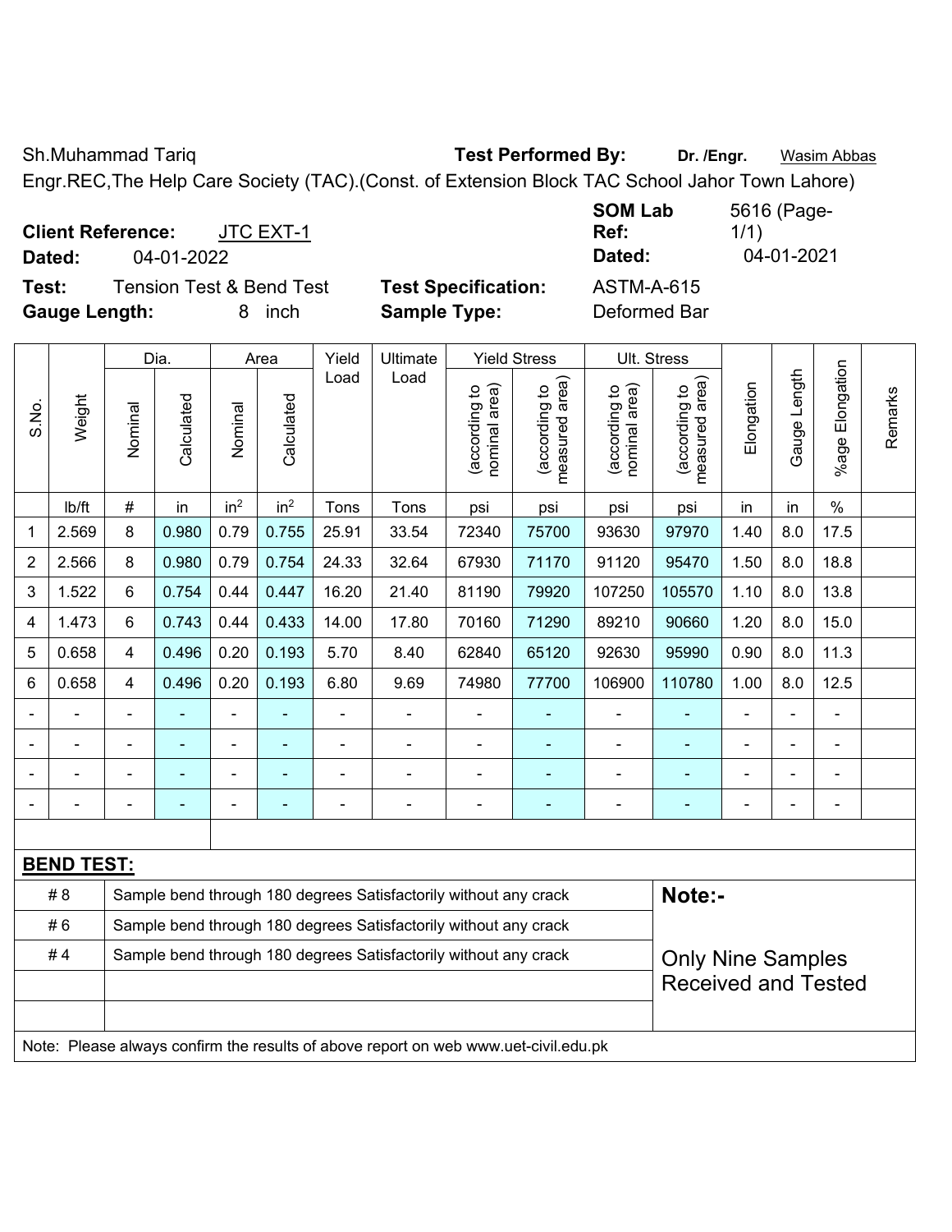Sh.Muhammad Tariq **Test Performed By:** **Dr. /Engr.** Wasim Abbas

Engr.REC,The Help Care Society (TAC).(Const. of Extension Block TAC School Jahor Town Lahore)

**Client Reference:** JTC EXT-1 **SOM Lab Ref:** 5616 (Page-1/1)

**Dated:** 04-01-2022 **Dated:** 04-01-2021

**Test:** Tension Test & Bend Test **Test Specification:** ASTM-A-615

**Gauge Length:** 8 inch **Sample Type:** Deformed Bar

| S.No. | Weight | Dia. | | Area | | Yield Load | Ultimate Load | Yield Stress | | Ult. Stress | | Elongation | Gauge Length | %age Elongation | Remarks |
|---|---|---|---|---|---|---|---|---|---|---|---|---|---|---|---|
| | | Nominal | Calculated | Nominal | Calculated | | | (according to nominal area) | (according to measured area) | (according to nominal area) | (according to measured area) | | | | |
| | lb/ft | # | in | in$^2$ | in$^2$ | Tons | Tons | psi | psi | psi | psi | in | in | % | |
| 1 | 2.569 | 8 | 0.980 | 0.79 | 0.755 | 25.91 | 33.54 | 72340 | 75700 | 93630 | 97970 | 1.40 | 8.0 | 17.5 | |
| 2 | 2.566 | 8 | 0.980 | 0.79 | 0.754 | 24.33 | 32.64 | 67930 | 71170 | 91120 | 95470 | 1.50 | 8.0 | 18.8 | |
| 3 | 1.522 | 6 | 0.754 | 0.44 | 0.447 | 16.20 | 21.40 | 81190 | 79920 | 107250 | 105570 | 1.10 | 8.0 | 13.8 | |
| 4 | 1.473 | 6 | 0.743 | 0.44 | 0.433 | 14.00 | 17.80 | 70160 | 71290 | 89210 | 90660 | 1.20 | 8.0 | 15.0 | |
| 5 | 0.658 | 4 | 0.496 | 0.20 | 0.193 | 5.70 | 8.40 | 62840 | 65120 | 92630 | 95990 | 0.90 | 8.0 | 11.3 | |
| 6 | 0.658 | 4 | 0.496 | 0.20 | 0.193 | 6.80 | 9.69 | 74980 | 77700 | 106900 | 110780 | 1.00 | 8.0 | 12.5 | |
| - | - | - | - | - | - | - | - | - | - | - | - | - | - | - | |
| - | - | - | - | - | - | - | - | - | - | - | - | - | - | - | |
| - | - | - | - | - | - | - | - | - | - | - | - | - | - | - | |
| - | - | - | - | - | - | - | - | - | - | - | - | - | - | - | |

**BEND TEST:**

| | | |
|---|---|---|
| # 8 | Sample bend through 180 degrees Satisfactorily without any crack | **Note:-** |
| # 6 | Sample bend through 180 degrees Satisfactorily without any crack | |
| # 4 | Sample bend through 180 degrees Satisfactorily without any crack | Only Nine Samples Received and Tested |

Note: Please always confirm the results of above report on web www.uet-civil.edu.pk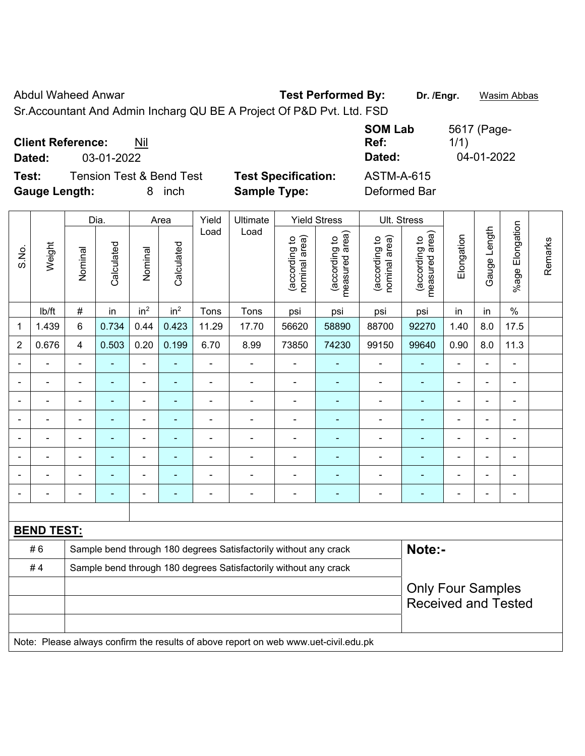Abdul Waheed Anwar

Sr.Accountant And Admin Incharg QU BE A Project Of P&D Pvt. Ltd. FSD

**Test Performed By:** **Dr. /Engr.** Wasim Abbas

**Client Reference:** Nil

**Dated:** 03-01-2022

**SOM Lab Ref:** 5617 (Page-1/1)

**Dated:** 04-01-2022

**Test:** Tension Test & Bend Test

**Test Specification:** ASTM-A-615

**Gauge Length:** 8 inch

**Sample Type:** Deformed Bar

| S.No. | Weight | Dia. | | Area | | Yield Load | Ultimate Load | Yield Stress | | Ult. Stress | | Elongation | Gauge Length | %age Elongation | Remarks |
|---|---|---|---|---|---|---|---|---|---|---|---|---|---|---|---|
| | | Nominal | Calculated | Nominal | Calculated | | | (according to nominal area) | (according to measured area) | (according to nominal area) | (according to measured area) | | | | |
| | lb/ft | # | in | $in^2$ | $in^2$ | Tons | Tons | psi | psi | psi | psi | in | in | % | |
| 1 | 1.439 | 6 | 0.734 | 0.44 | 0.423 | 11.29 | 17.70 | 56620 | 58890 | 88700 | 92270 | 1.40 | 8.0 | 17.5 | |
| 2 | 0.676 | 4 | 0.503 | 0.20 | 0.199 | 6.70 | 8.99 | 73850 | 74230 | 99150 | 99640 | 0.90 | 8.0 | 11.3 | |
| - | - | - | - | - | - | - | - | - | - | - | - | - | - | - | |
| - | - | - | - | - | - | - | - | - | - | - | - | - | - | - | |
| - | - | - | - | - | - | - | - | - | - | - | - | - | - | - | |
| - | - | - | - | - | - | - | - | - | - | - | - | - | - | - | |
| - | - | - | - | - | - | - | - | - | - | - | - | - | - | - | |
| - | - | - | - | - | - | - | - | - | - | - | - | - | - | - | |
| - | - | - | - | - | - | - | - | - | - | - | - | - | - | - | |
| - | - | - | - | - | - | - | - | - | - | - | - | - | - | - | |

**BEND TEST:**

| | |
|---|---|
| # 6 | Sample bend through 180 degrees Satisfactorily without any crack |
| # 4 | Sample bend through 180 degrees Satisfactorily without any crack |

**Note:-**

Only Four Samples Received and Tested

Note: Please always confirm the results of above report on web www.uet-civil.edu.pk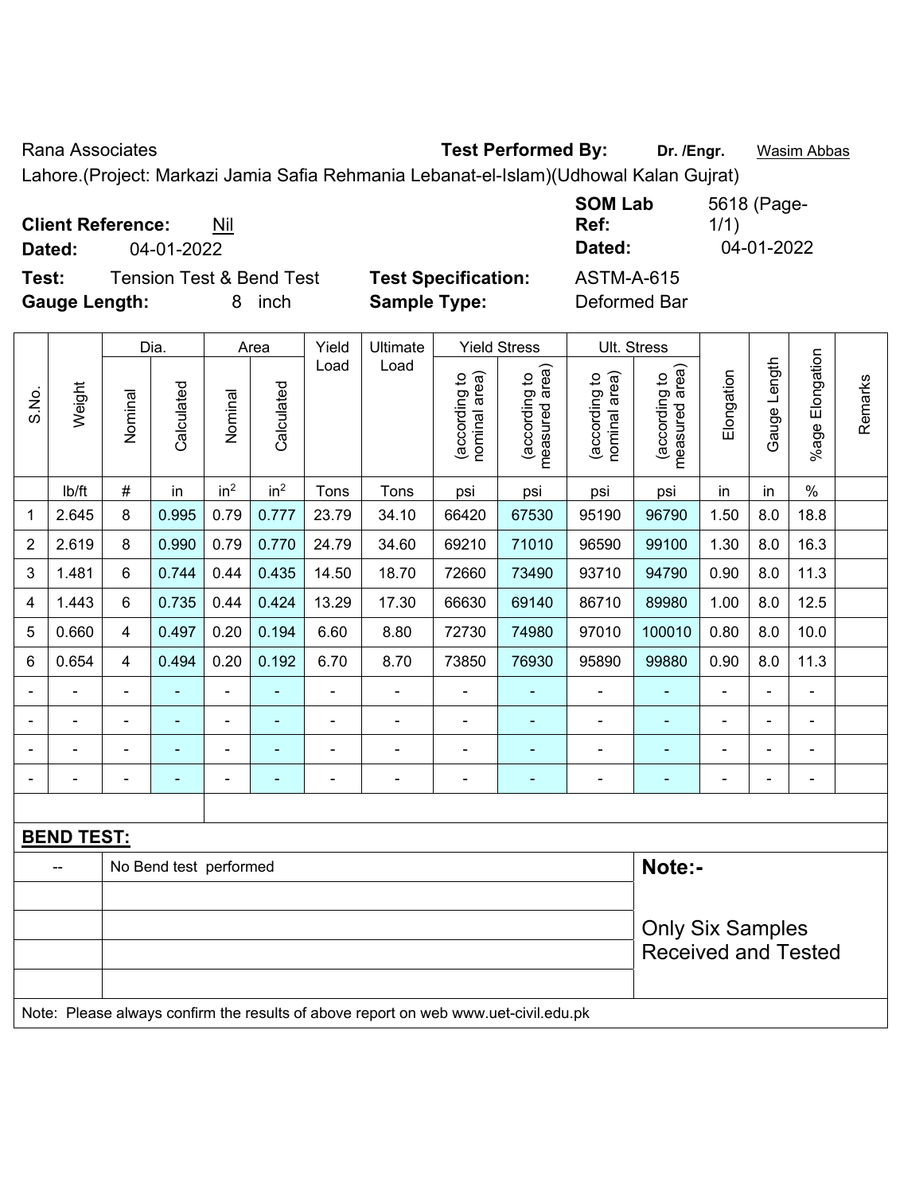Rana Associates **Test Performed By:** **Dr. /Engr.** Wasim Abbas

Lahore.(Project: Markazi Jamia Safia Rehmania Lebanat-el-Islam)(Udhowal Kalan Gujrat)

**Client Reference:** Nil | **SOM Lab Ref:** 5618 (Page-1/1)

**Dated:** 04-01-2022 | **Dated:** 04-01-2022

**Test:** Tension Test & Bend Test | **Test Specification:** ASTM-A-615

**Gauge Length:** 8 inch | **Sample Type:** Deformed Bar

| S.No. | Weight | Dia. | | Area | | Yield Load | Ultimate Load | Yield Stress | | Ult. Stress | | Elongation | Gauge Length | %age Elongation | Remarks |
|---|---|---|---|---|---|---|---|---|---|---|---|---|---|---|---|
| | | Nominal | Calculated | Nominal | Calculated | | | (according to nominal area) | (according to measured area) | (according to nominal area) | (according to measured area) | | | | |
| | lb/ft | # | in | $in^2$ | $in^2$ | Tons | Tons | psi | psi | psi | psi | in | in | % | |
| 1 | 2.645 | 8 | 0.995 | 0.79 | 0.777 | 23.79 | 34.10 | 66420 | 67530 | 95190 | 96790 | 1.50 | 8.0 | 18.8 | |
| 2 | 2.619 | 8 | 0.990 | 0.79 | 0.770 | 24.79 | 34.60 | 69210 | 71010 | 96590 | 99100 | 1.30 | 8.0 | 16.3 | |
| 3 | 1.481 | 6 | 0.744 | 0.44 | 0.435 | 14.50 | 18.70 | 72660 | 73490 | 93710 | 94790 | 0.90 | 8.0 | 11.3 | |
| 4 | 1.443 | 6 | 0.735 | 0.44 | 0.424 | 13.29 | 17.30 | 66630 | 69140 | 86710 | 89980 | 1.00 | 8.0 | 12.5 | |
| 5 | 0.660 | 4 | 0.497 | 0.20 | 0.194 | 6.60 | 8.80 | 72730 | 74980 | 97010 | 100010 | 0.80 | 8.0 | 10.0 | |
| 6 | 0.654 | 4 | 0.494 | 0.20 | 0.192 | 6.70 | 8.70 | 73850 | 76930 | 95890 | 99880 | 0.90 | 8.0 | 11.3 | |
| - | - | - | - | - | - | - | - | - | - | - | - | - | - | - | |
| - | - | - | - | - | - | - | - | - | - | - | - | - | - | - | |
| - | - | - | - | - | - | - | - | - | - | - | - | - | - | - | |
| - | - | - | - | - | - | - | - | - | - | - | - | - | - | - | |

**BEND TEST:**

| -- | No Bend test performed | **Note:-** |
|---|---|---|
| | | Only Six Samples Received and Tested |

Note: Please always confirm the results of above report on web www.uet-civil.edu.pk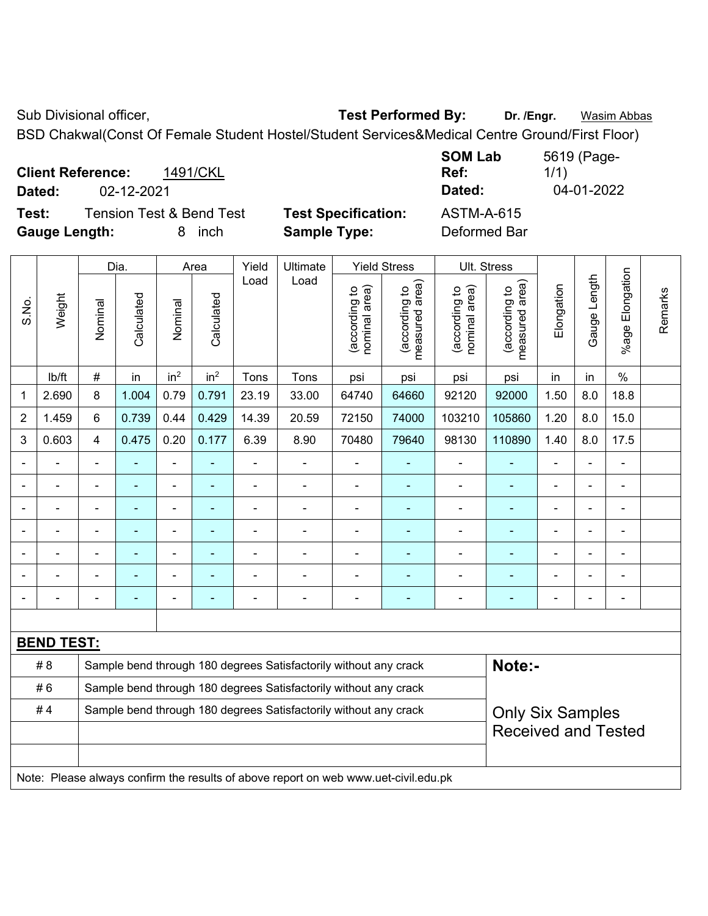Sub Divisional officer, **Test Performed By:** **Dr. /Engr.** Wasim Abbas

BSD Chakwal(Const Of Female Student Hostel/Student Services&Medical Centre Ground/First Floor)

**Client Reference:** 1491/CKL **SOM Lab Ref:** 5619 (Page-1/1)

**Dated:** 02-12-2021 **Dated:** 04-01-2022

**Test:** Tension Test & Bend Test **Test Specification:** ASTM-A-615

**Gauge Length:** 8 inch **Sample Type:** Deformed Bar

| S.No. | Weight | Dia. | | Area | | Yield Load | Ultimate Load | Yield Stress | | Ult. Stress | | Elongation | Gauge Length | %age Elongation | Remarks |
|---|---|---|---|---|---|---|---|---|---|---|---|---|---|---|---|
| | | Nominal | Calculated | Nominal | Calculated | | | (according to nominal area) | (according to measured area) | (according to nominal area) | (according to measured area) | | | | |
| | lb/ft | # | in | $in^2$ | $in^2$ | Tons | Tons | psi | psi | psi | psi | in | in | % | |
| 1 | 2.690 | 8 | 1.004 | 0.79 | 0.791 | 23.19 | 33.00 | 64740 | 64660 | 92120 | 92000 | 1.50 | 8.0 | 18.8 | |
| 2 | 1.459 | 6 | 0.739 | 0.44 | 0.429 | 14.39 | 20.59 | 72150 | 74000 | 103210 | 105860 | 1.20 | 8.0 | 15.0 | |
| 3 | 0.603 | 4 | 0.475 | 0.20 | 0.177 | 6.39 | 8.90 | 70480 | 79640 | 98130 | 110890 | 1.40 | 8.0 | 17.5 | |
| - | - | - | - | - | - | - | - | - | - | - | - | - | - | - | |
| - | - | - | - | - | - | - | - | - | - | - | - | - | - | - | |
| - | - | - | - | - | - | - | - | - | - | - | - | - | - | - | |
| - | - | - | - | - | - | - | - | - | - | - | - | - | - | - | |
| - | - | - | - | - | - | - | - | - | - | - | - | - | - | - | |
| - | - | - | - | - | - | - | - | - | - | - | - | - | - | - | |
| - | - | - | - | - | - | - | - | - | - | - | - | - | - | - | |

**BEND TEST:**

| | | |
|---|---|---|
| # 8 | Sample bend through 180 degrees Satisfactorily without any crack | **Note:-** |
| # 6 | Sample bend through 180 degrees Satisfactorily without any crack | |
| # 4 | Sample bend through 180 degrees Satisfactorily without any crack | Only Six Samples Received and Tested |
| | | |
| | | |

Note: Please always confirm the results of above report on web www.uet-civil.edu.pk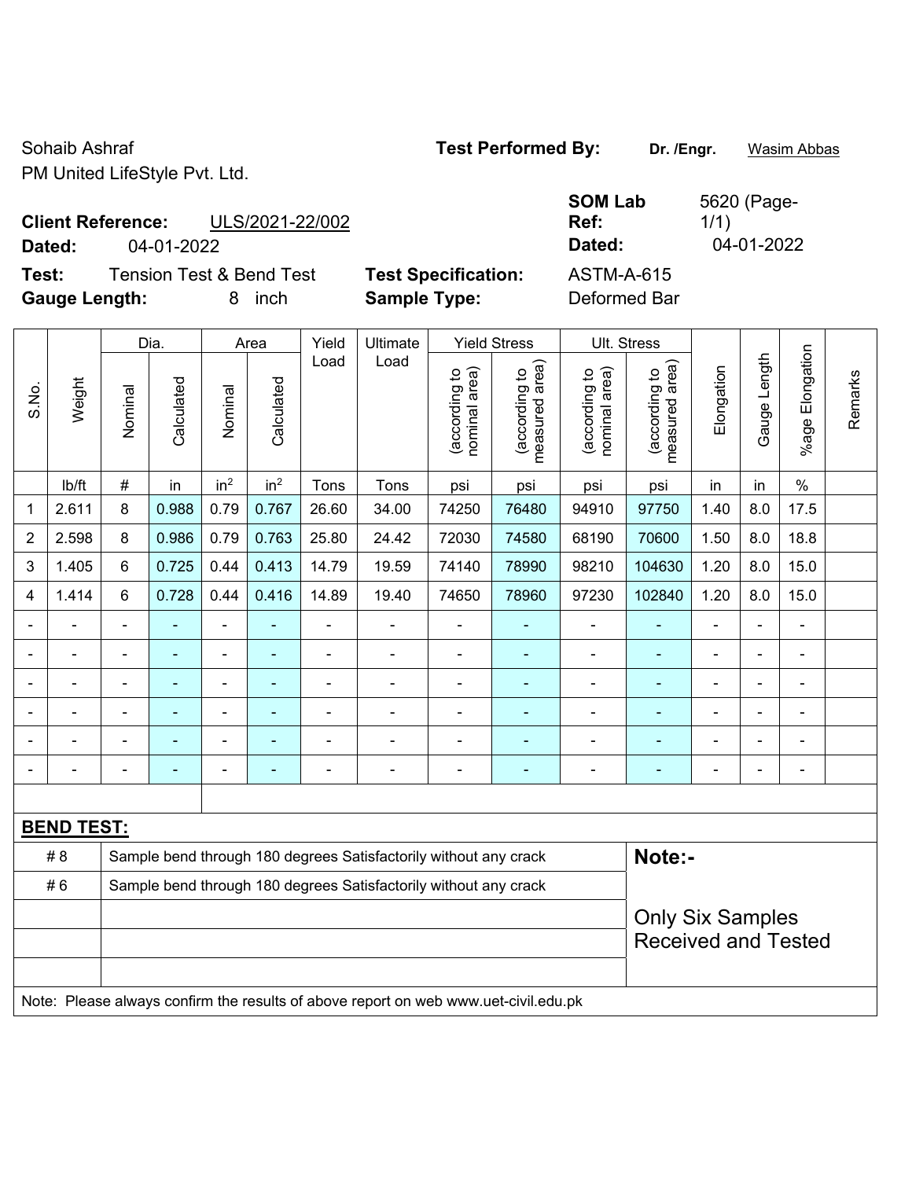Sohaib Ashraf

PM United LifeStyle Pvt. Ltd.

**Test Performed By:** **Dr. /Engr.** Wasim Abbas

**Client Reference:** ULS/2021-22/002

**Dated:** 04-01-2022

**SOM Lab Ref:** 5620 (Page-1/1)

**Dated:** 04-01-2022

**Test:** Tension Test & Bend Test

**Gauge Length:** 8 inch

**Test Specification:** ASTM-A-615

**Sample Type:** Deformed Bar

| S.No. | Weight | Dia. | | Area | | Yield Load | Ultimate Load | Yield Stress | | Ult. Stress | | Elongation | Gauge Length | %age Elongation | Remarks |
|---|---|---|---|---|---|---|---|---|---|---|---|---|---|---|---|
| | | Nominal | Calculated | Nominal | Calculated | | | (according to nominal area) | (according to measured area) | (according to nominal area) | (according to measured area) | | | | |
| | lb/ft | # | in | $in^2$ | $in^2$ | Tons | Tons | psi | psi | psi | psi | in | in | % | |
| 1 | 2.611 | 8 | 0.988 | 0.79 | 0.767 | 26.60 | 34.00 | 74250 | 76480 | 94910 | 97750 | 1.40 | 8.0 | 17.5 | |
| 2 | 2.598 | 8 | 0.986 | 0.79 | 0.763 | 25.80 | 24.42 | 72030 | 74580 | 68190 | 70600 | 1.50 | 8.0 | 18.8 | |
| 3 | 1.405 | 6 | 0.725 | 0.44 | 0.413 | 14.79 | 19.59 | 74140 | 78990 | 98210 | 104630 | 1.20 | 8.0 | 15.0 | |
| 4 | 1.414 | 6 | 0.728 | 0.44 | 0.416 | 14.89 | 19.40 | 74650 | 78960 | 97230 | 102840 | 1.20 | 8.0 | 15.0 | |
| - | - | - | - | - | - | - | - | - | - | - | - | - | - | - | |
| - | - | - | - | - | - | - | - | - | - | - | - | - | - | - | |
| - | - | - | - | - | - | - | - | - | - | - | - | - | - | - | |
| - | - | - | - | - | - | - | - | - | - | - | - | - | - | - | |
| - | - | - | - | - | - | - | - | - | - | - | - | - | - | - | |
| - | - | - | - | - | - | - | - | - | - | - | - | - | - | - | |

**BEND TEST:**

| | | |
|---|---|---|
| # 8 | Sample bend through 180 degrees Satisfactorily without any crack | **Note:-** |
| # 6 | Sample bend through 180 degrees Satisfactorily without any crack | Only Six Samples Received and Tested |

Note: Please always confirm the results of above report on web www.uet-civil.edu.pk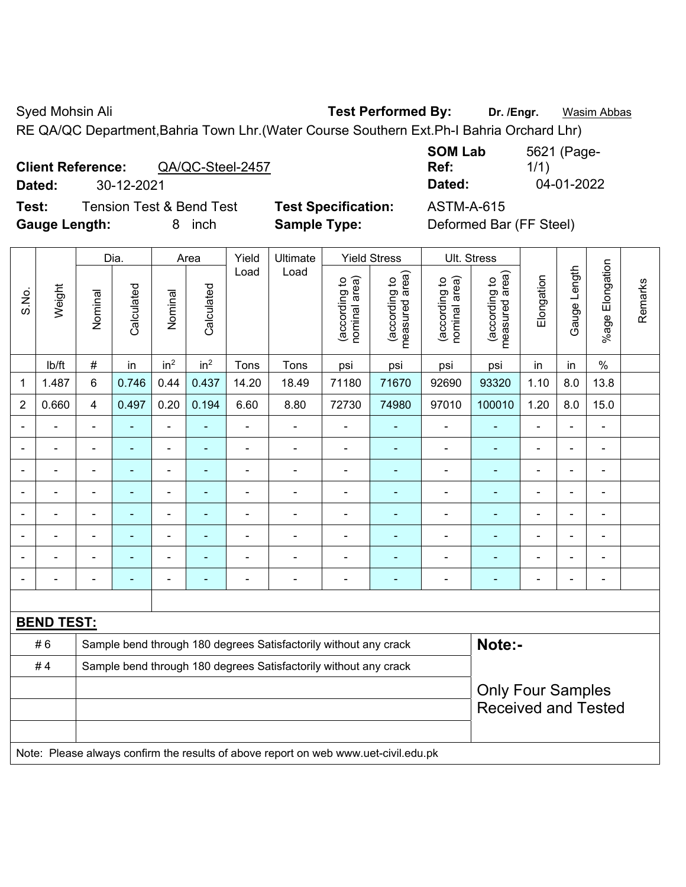Syed Mohsin Ali | **Test Performed By:** **Dr. /Engr.** Wasim Abbas

RE QA/QC Department,Bahria Town Lhr.(Water Course Southern Ext.Ph-I Bahria Orchard Lhr)

**Client Reference:** QA/QC-Steel-2457 | **SOM Lab Ref:** 5621 (Page-1/1)

**Dated:** 30-12-2021 | **Dated:** 04-01-2022

**Test:** Tension Test & Bend Test | **Test Specification:** ASTM-A-615

**Gauge Length:** 8 inch | **Sample Type:** Deformed Bar (FF Steel)

| S.No. | Weight | Dia. | | Area | | Yield Load | Ultimate Load | Yield Stress | | Ult. Stress | | Elongation | Gauge Length | %age Elongation | Remarks |
|---|---|---|---|---|---|---|---|---|---|---|---|---|---|---|---|
| | | Nominal | Calculated | Nominal | Calculated | | | (according to nominal area) | (according to measured area) | (according to nominal area) | (according to measured area) | | | | |
| | lb/ft | # | in | $in^2$ | $in^2$ | Tons | Tons | psi | psi | psi | psi | in | in | % | |
| 1 | 1.487 | 6 | 0.746 | 0.44 | 0.437 | 14.20 | 18.49 | 71180 | 71670 | 92690 | 93320 | 1.10 | 8.0 | 13.8 | |
| 2 | 0.660 | 4 | 0.497 | 0.20 | 0.194 | 6.60 | 8.80 | 72730 | 74980 | 97010 | 100010 | 1.20 | 8.0 | 15.0 | |
| - | - | - | - | - | - | - | - | - | - | - | - | - | - | - | |
| - | - | - | - | - | - | - | - | - | - | - | - | - | - | - | |
| - | - | - | - | - | - | - | - | - | - | - | - | - | - | - | |
| - | - | - | - | - | - | - | - | - | - | - | - | - | - | - | |
| - | - | - | - | - | - | - | - | - | - | - | - | - | - | - | |
| - | - | - | - | - | - | - | - | - | - | - | - | - | - | - | |
| - | - | - | - | - | - | - | - | - | - | - | - | - | - | - | |
| - | - | - | - | - | - | - | - | - | - | - | - | - | - | - | |

**BEND TEST:**

| | | |
|---|---|---|
| # 6 | Sample bend through 180 degrees Satisfactorily without any crack | **Note:-** |
| # 4 | Sample bend through 180 degrees Satisfactorily without any crack | Only Four Samples Received and Tested |

Note: Please always confirm the results of above report on web www.uet-civil.edu.pk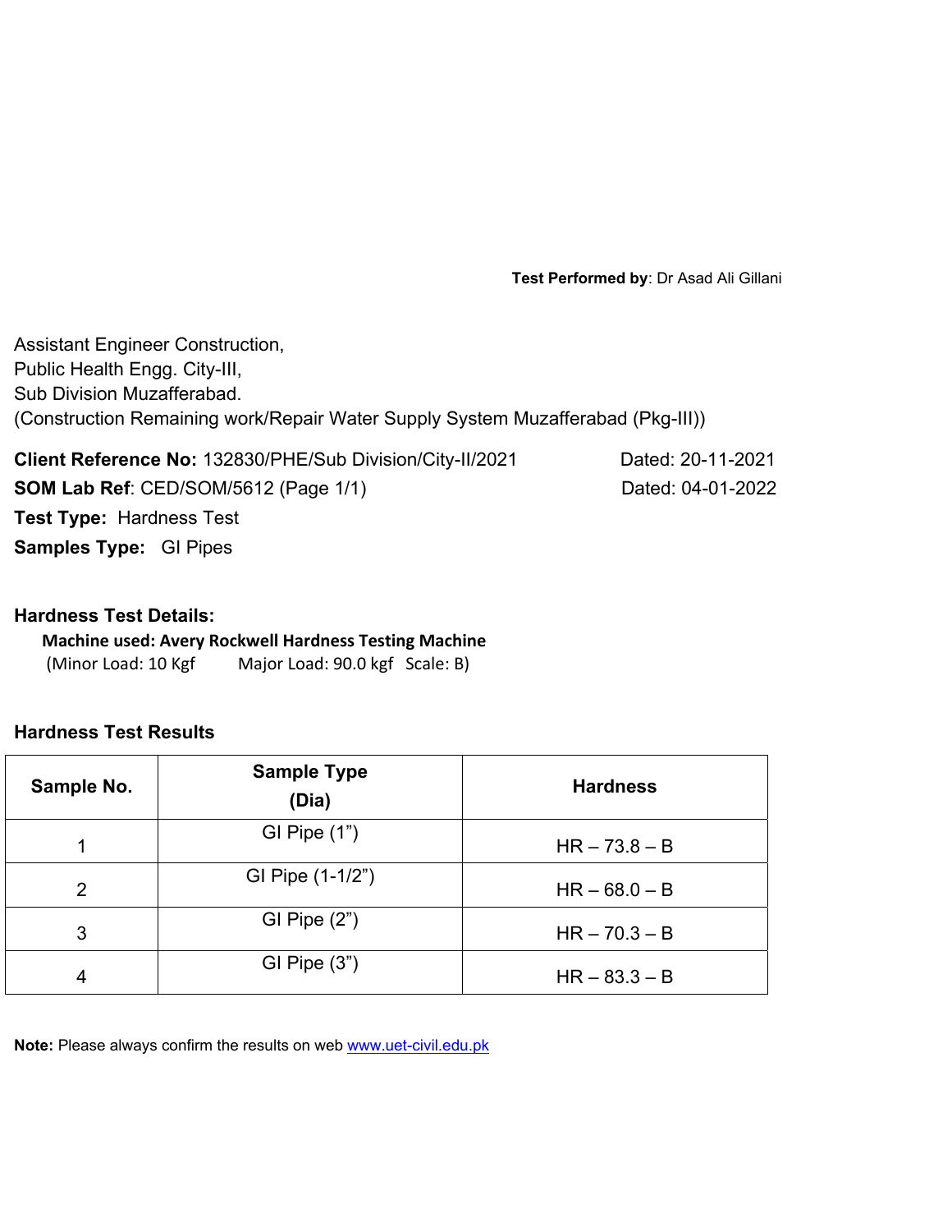**Test Performed by**: Dr Asad Ali Gillani

Assistant Engineer Construction,
Public Health Engg. City-III,
Sub Division Muzafferabad.
(Construction Remaining work/Repair Water Supply System Muzafferabad (Pkg-III))

**Client Reference No:** 132830/PHE/Sub Division/City-II/2021 Dated: 20-11-2021
**SOM Lab Ref**: CED/SOM/5612 (Page 1/1) Dated: 04-01-2022
**Test Type:** Hardness Test
**Samples Type:** GI Pipes

**Hardness Test Details:**

**Machine used: Avery Rockwell Hardness Testing Machine**
(Minor Load: 10 Kgf Major Load: 90.0 kgf Scale: B)

**Hardness Test Results**

| Sample No. | Sample Type (Dia) | Hardness |
|---|---|---|
| 1 | GI Pipe (1”) | HR – 73.8 – B |
| 2 | GI Pipe (1-1/2”) | HR – 68.0 – B |
| 3 | GI Pipe (2”) | HR – 70.3 – B |
| 4 | GI Pipe (3”) | HR – 83.3 – B |

**Note:** Please always confirm the results on web www.uet-civil.edu.pk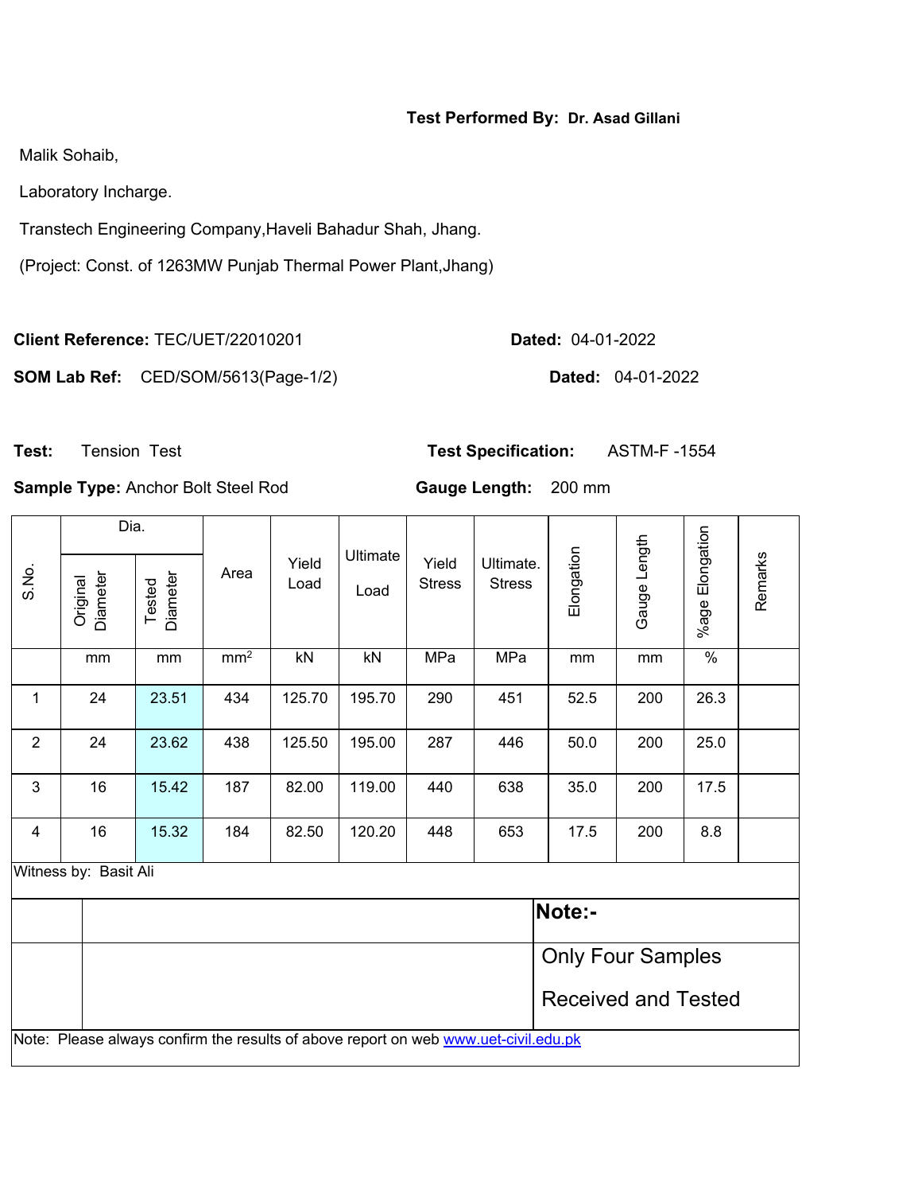**Test Performed By: Dr. Asad Gillani**

Malik Sohaib,

Laboratory Incharge.

Transtech Engineering Company,Haveli Bahadur Shah, Jhang.

(Project: Const. of 1263MW Punjab Thermal Power Plant,Jhang)

**Client Reference:** TEC/UET/22010201 **Dated:** 04-01-2022

**SOM Lab Ref:** CED/SOM/5613(Page-1/2) **Dated:** 04-01-2022

**Test:** Tension Test **Test Specification:** ASTM-F -1554

**Sample Type:** Anchor Bolt Steel Rod **Gauge Length:** 200 mm

| S.No. | Dia. | | Area | Yield Load | Ultimate Load | Yield Stress | Ultimate. Stress | Elongation | Gauge Length | %age Elongation | Remarks |
|---|---|---|---|---|---|---|---|---|---|---|---|
| | Original Diameter | Tested Diameter | | | | | | | | | |
| | mm | mm | mm$^2$ | kN | kN | MPa | MPa | mm | mm | % | |
| 1 | 24 | 23.51 | 434 | 125.70 | 195.70 | 290 | 451 | 52.5 | 200 | 26.3 | |
| 2 | 24 | 23.62 | 438 | 125.50 | 195.00 | 287 | 446 | 50.0 | 200 | 25.0 | |
| 3 | 16 | 15.42 | 187 | 82.00 | 119.00 | 440 | 638 | 35.0 | 200 | 17.5 | |
| 4 | 16 | 15.32 | 184 | 82.50 | 120.20 | 448 | 653 | 17.5 | 200 | 8.8 | |

Witness by: Basit Ali

**Note:-**

Only Four Samples Received and Tested

Note: Please always confirm the results of above report on web [www.uet-civil.edu.pk](http://www.uet-civil.edu.pk)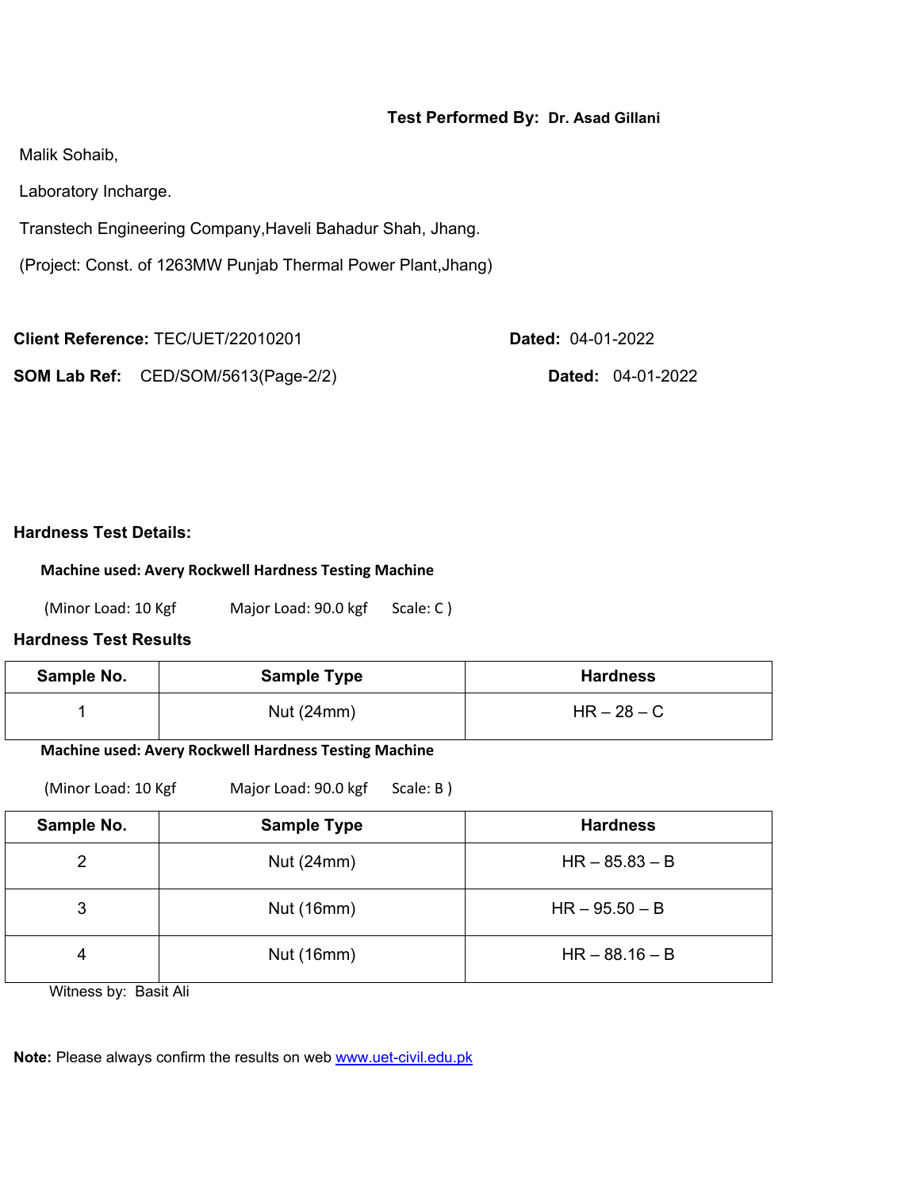**Test Performed By: Dr. Asad Gillani**

Malik Sohaib,

Laboratory Incharge.

Transtech Engineering Company,Haveli Bahadur Shah, Jhang.

(Project: Const. of 1263MW Punjab Thermal Power Plant,Jhang)

**Client Reference:** TEC/UET/22010201 **Dated:** 04-01-2022

**SOM Lab Ref:** CED/SOM/5613(Page-2/2) **Dated:** 04-01-2022

**Hardness Test Details:**

**Machine used: Avery Rockwell Hardness Testing Machine**

(Minor Load: 10 Kgf Major Load: 90.0 kgf Scale: C )

**Hardness Test Results**

| Sample No. | Sample Type | Hardness |
|---|---|---|
| 1 | Nut (24mm) | HR – 28 – C |

**Machine used: Avery Rockwell Hardness Testing Machine**

(Minor Load: 10 Kgf Major Load: 90.0 kgf Scale: B )

| Sample No. | Sample Type | Hardness |
|---|---|---|
| 2 | Nut (24mm) | HR – 85.83 – B |
| 3 | Nut (16mm) | HR – 95.50 – B |
| 4 | Nut (16mm) | HR – 88.16 – B |

Witness by: Basit Ali

**Note:** Please always confirm the results on web www.uet-civil.edu.pk